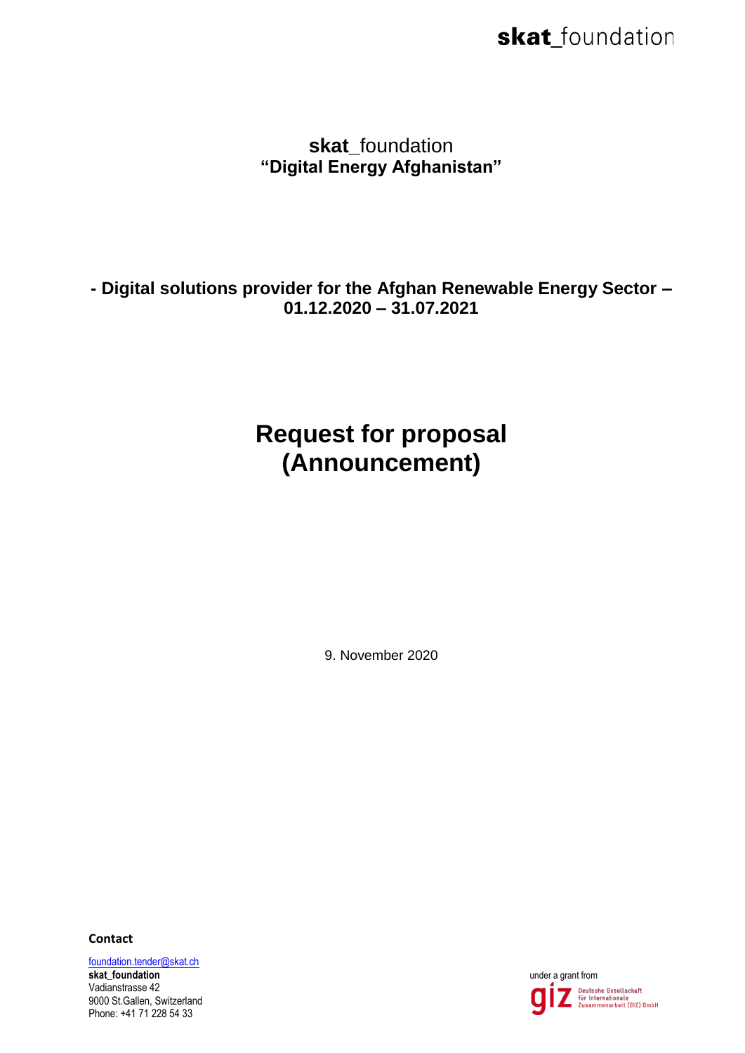**skat**_foundation
**"Digital Energy Afghanistan"**

**- Digital solutions provider for the Afghan Renewable Energy Sector – 01.12.2020 – 31.07.2021**

# Request for proposal (Announcement)

9. November 2020

**Contact**

foundation.tender@skat.ch
**skat_foundation**
Vadianstrasse 42
9000 St.Gallen, Switzerland
Phone: +41 71 228 54 33

under a grant from

Deutsche Gesellschaft für Internationale Zusammenarbeit (GIZ) GmbH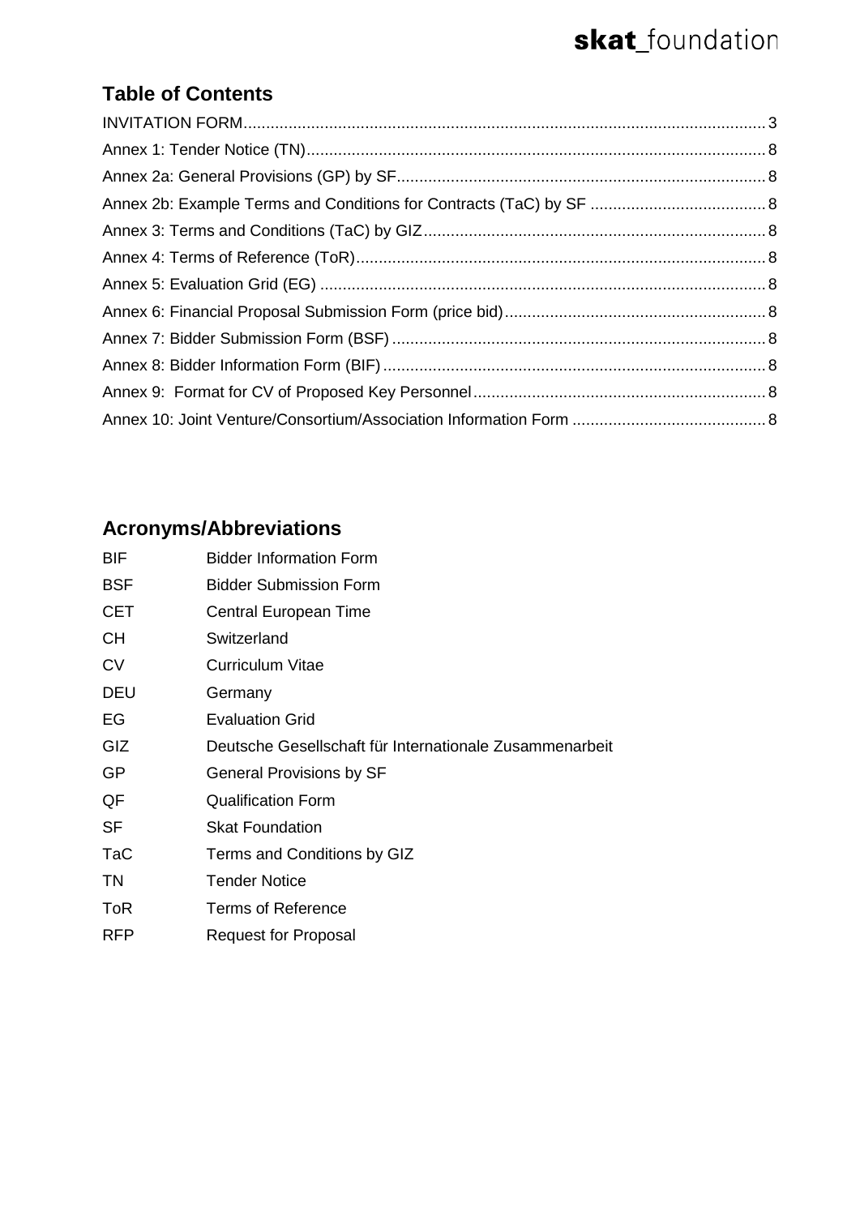## Table of Contents

INVITATION FORM ........ 3
Annex 1: Tender Notice (TN) ........ 8
Annex 2a: General Provisions (GP) by SF ........ 8
Annex 2b: Example Terms and Conditions for Contracts (TaC) by SF ........ 8
Annex 3: Terms and Conditions (TaC) by GIZ ........ 8
Annex 4: Terms of Reference (ToR) ........ 8
Annex 5: Evaluation Grid (EG) ........ 8
Annex 6: Financial Proposal Submission Form (price bid) ........ 8
Annex 7: Bidder Submission Form (BSF) ........ 8
Annex 8: Bidder Information Form (BIF) ........ 8
Annex 9: Format for CV of Proposed Key Personnel ........ 8
Annex 10: Joint Venture/Consortium/Association Information Form ........ 8

## Acronyms/Abbreviations

| | |
|---|---|
| BIF | Bidder Information Form |
| BSF | Bidder Submission Form |
| CET | Central European Time |
| CH | Switzerland |
| CV | Curriculum Vitae |
| DEU | Germany |
| EG | Evaluation Grid |
| GIZ | Deutsche Gesellschaft für Internationale Zusammenarbeit |
| GP | General Provisions by SF |
| QF | Qualification Form |
| SF | Skat Foundation |
| TaC | Terms and Conditions by GIZ |
| TN | Tender Notice |
| ToR | Terms of Reference |
| RFP | Request for Proposal |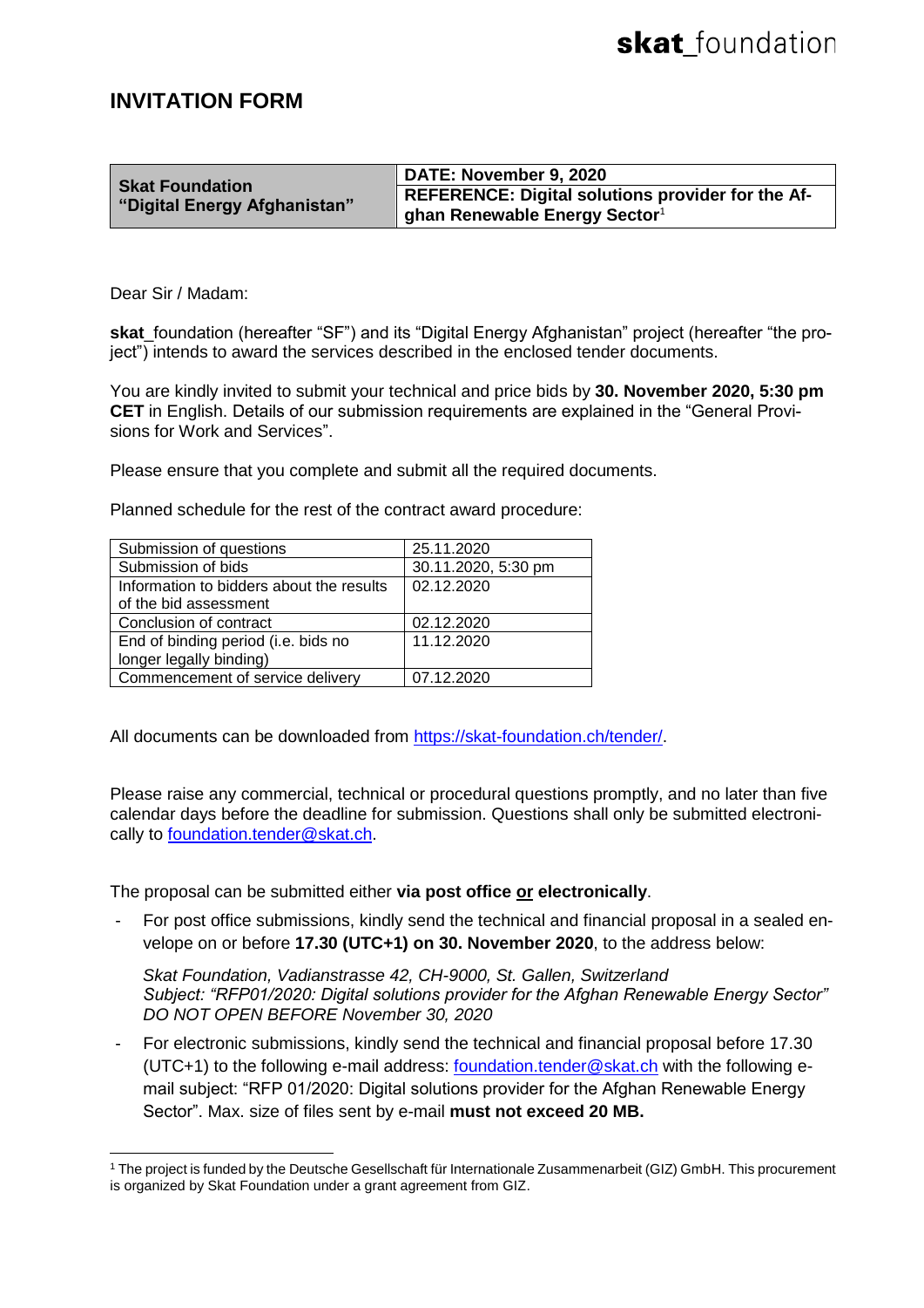**skat**_foundation

# INVITATION FORM

| **Skat Foundation "Digital Energy Afghanistan"** | **DATE: November 9, 2020** |
| --- | --- |
| | **REFERENCE: Digital solutions provider for the Afghan Renewable Energy Sector**[1] |

Dear Sir / Madam:

**skat**_foundation (hereafter "SF") and its "Digital Energy Afghanistan" project (hereafter "the project") intends to award the services described in the enclosed tender documents.

You are kindly invited to submit your technical and price bids by **30. November 2020, 5:30 pm CET** in English. Details of our submission requirements are explained in the "General Provisions for Work and Services".

Please ensure that you complete and submit all the required documents.

Planned schedule for the rest of the contract award procedure:

| Submission of questions | 25.11.2020 |
| --- | --- |
| Submission of bids | 30.11.2020, 5:30 pm |
| Information to bidders about the results of the bid assessment | 02.12.2020 |
| Conclusion of contract | 02.12.2020 |
| End of binding period (i.e. bids no longer legally binding) | 11.12.2020 |
| Commencement of service delivery | 07.12.2020 |

All documents can be downloaded from https://skat-foundation.ch/tender/.

Please raise any commercial, technical or procedural questions promptly, and no later than five calendar days before the deadline for submission. Questions shall only be submitted electronically to foundation.tender@skat.ch.

The proposal can be submitted either **via post office <u>or</u> electronically**.

- For post office submissions, kindly send the technical and financial proposal in a sealed envelope on or before **17.30 (UTC+1) on 30. November 2020**, to the address below:

  *Skat Foundation, Vadianstrasse 42, CH-9000, St. Gallen, Switzerland*
  *Subject: "RFP01/2020: Digital solutions provider for the Afghan Renewable Energy Sector"*
  *DO NOT OPEN BEFORE November 30, 2020*

- For electronic submissions, kindly send the technical and financial proposal before 17.30 (UTC+1) to the following e-mail address: foundation.tender@skat.ch with the following e-mail subject: "RFP 01/2020: Digital solutions provider for the Afghan Renewable Energy Sector". Max. size of files sent by e-mail **must not exceed 20 MB.**

---

[1] The project is funded by the Deutsche Gesellschaft für Internationale Zusammenarbeit (GIZ) GmbH. This procurement is organized by Skat Foundation under a grant agreement from GIZ.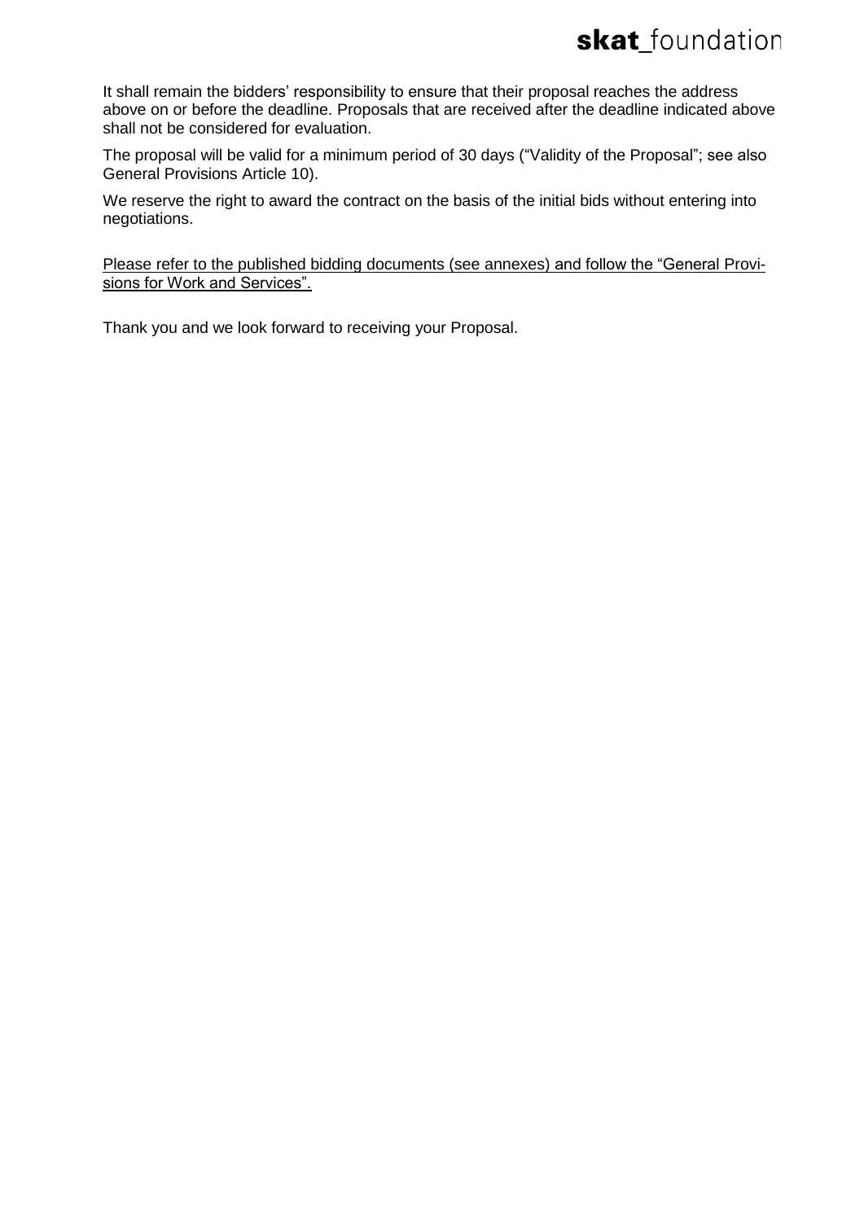It shall remain the bidders' responsibility to ensure that their proposal reaches the address above on or before the deadline. Proposals that are received after the deadline indicated above shall not be considered for evaluation.

The proposal will be valid for a minimum period of 30 days ("Validity of the Proposal"; see also General Provisions Article 10).

We reserve the right to award the contract on the basis of the initial bids without entering into negotiations.

Please refer to the published bidding documents (see annexes) and follow the "General Provisions for Work and Services".

Thank you and we look forward to receiving your Proposal.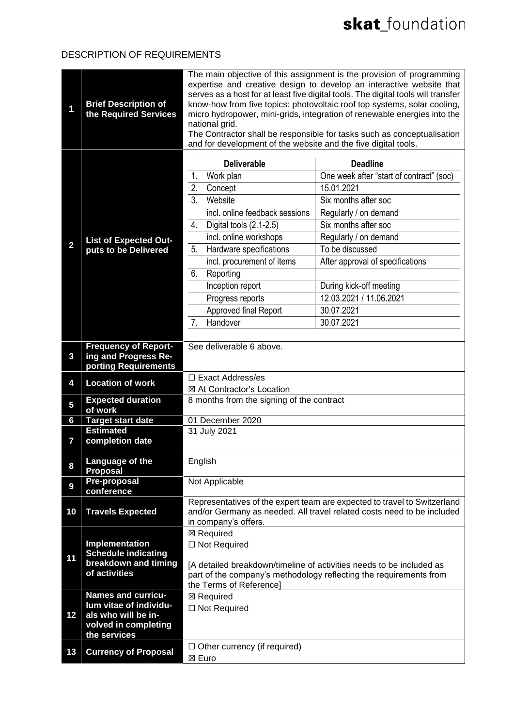DESCRIPTION OF REQUIREMENTS

| | | |
|---|---|---|
| **1** | **Brief Description of the Required Services** | The main objective of this assignment is the provision of programming expertise and creative design to develop an interactive website that serves as a host for at least five digital tools. The digital tools will transfer know-how from five topics: photovoltaic roof top systems, solar cooling, micro hydropower, mini-grids, integration of renewable energies into the national grid.<br>The Contractor shall be responsible for tasks such as conceptualisation and for development of the website and the five digital tools. |
| **2** | **List of Expected Outputs to be Delivered** | **Deliverable** / **Deadline**<br>1. Work plan — One week after "start of contract" (soc)<br>2. Concept — 15.01.2021<br>3. Website — Six months after soc<br>incl. online feedback sessions — Regularly / on demand<br>4. Digital tools (2.1-2.5) — Six months after soc<br>incl. online workshops — Regularly / on demand<br>5. Hardware specifications — To be discussed<br>incl. procurement of items — After approval of specifications<br>6. Reporting<br>Inception report — During kick-off meeting<br>Progress reports — 12.03.2021 / 11.06.2021<br>Approved final Report — 30.07.2021<br>7. Handover — 30.07.2021 |
| **3** | **Frequency of Reporting and Progress Reporting Requirements** | See deliverable 6 above. |
| **4** | **Location of work** | ☐ Exact Address/es<br>☒ At Contractor's Location |
| **5** | **Expected duration of work** | 8 months from the signing of the contract |
| **6** | **Target start date** | 01 December 2020 |
| **7** | **Estimated completion date** | 31 July 2021 |
| **8** | **Language of the Proposal** | English |
| **9** | **Pre-proposal conference** | Not Applicable |
| **10** | **Travels Expected** | Representatives of the expert team are expected to travel to Switzerland and/or Germany as needed. All travel related costs need to be included in company's offers. |
| **11** | **Implementation Schedule indicating breakdown and timing of activities** | ☒ Required<br>☐ Not Required<br><br>[A detailed breakdown/timeline of activities needs to be included as part of the company's methodology reflecting the requirements from the Terms of Reference] |
| **12** | **Names and curriculum vitae of individuals who will be involved in completing the services** | ☒ Required<br>☐ Not Required |
| **13** | **Currency of Proposal** | ☐ Other currency (if required)<br>☒ Euro |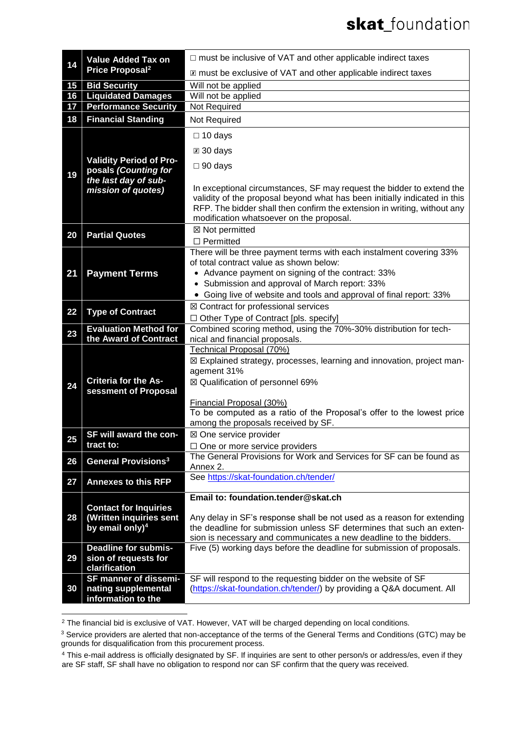| | | |
|---|---|---|
| **14** | **Value Added Tax on Price Proposal**[2] | ☐ must be inclusive of VAT and other applicable indirect taxes<br>☒ must be exclusive of VAT and other applicable indirect taxes |
| **15** | **Bid Security** | Will not be applied |
| **16** | **Liquidated Damages** | Will not be applied |
| **17** | **Performance Security** | Not Required |
| **18** | **Financial Standing** | Not Required |
| **19** | **Validity Period of Proposals *(Counting for the last day of submission of quotes)*** | ☐ 10 days<br>☒ 30 days<br>☐ 90 days<br><br>In exceptional circumstances, SF may request the bidder to extend the validity of the proposal beyond what has been initially indicated in this RFP. The bidder shall then confirm the extension in writing, without any modification whatsoever on the proposal. |
| **20** | **Partial Quotes** | ☒ Not permitted<br>☐ Permitted |
| **21** | **Payment Terms** | There will be three payment terms with each instalment covering 33% of total contract value as shown below:<br>• Advance payment on signing of the contract: 33%<br>• Submission and approval of March report: 33%<br>• Going live of website and tools and approval of final report: 33% |
| **22** | **Type of Contract** | ☒ Contract for professional services<br>☐ Other Type of Contract [pls. specify] |
| **23** | **Evaluation Method for the Award of Contract** | Combined scoring method, using the 70%-30% distribution for technical and financial proposals. |
| **24** | **Criteria for the Assessment of Proposal** | Technical Proposal (70%)<br>☒ Explained strategy, processes, learning and innovation, project management 31%<br>☒ Qualification of personnel 69%<br><br>Financial Proposal (30%)<br>To be computed as a ratio of the Proposal's offer to the lowest price among the proposals received by SF. |
| **25** | **SF will award the contract to:** | ☒ One service provider<br>☐ One or more service providers |
| **26** | **General Provisions**[3] | The General Provisions for Work and Services for SF can be found as Annex 2. |
| **27** | **Annexes to this RFP** | See https://skat-foundation.ch/tender/ |
| **28** | **Contact for Inquiries (Written inquiries sent by email only)**[4] | **Email to: foundation.tender@skat.ch**<br><br>Any delay in SF's response shall be not used as a reason for extending the deadline for submission unless SF determines that such an extension is necessary and communicates a new deadline to the bidders. |
| **29** | **Deadline for submission of requests for clarification** | Five (5) working days before the deadline for submission of proposals. |
| **30** | **SF manner of disseminating supplemental information to the** | SF will respond to the requesting bidder on the website of SF (https://skat-foundation.ch/tender/) by providing a Q&A document. All |

[2] The financial bid is exclusive of VAT. However, VAT will be charged depending on local conditions.

[3] Service providers are alerted that non-acceptance of the terms of the General Terms and Conditions (GTC) may be grounds for disqualification from this procurement process.

[4] This e-mail address is officially designated by SF. If inquiries are sent to other person/s or address/es, even if they are SF staff, SF shall have no obligation to respond nor can SF confirm that the query was received.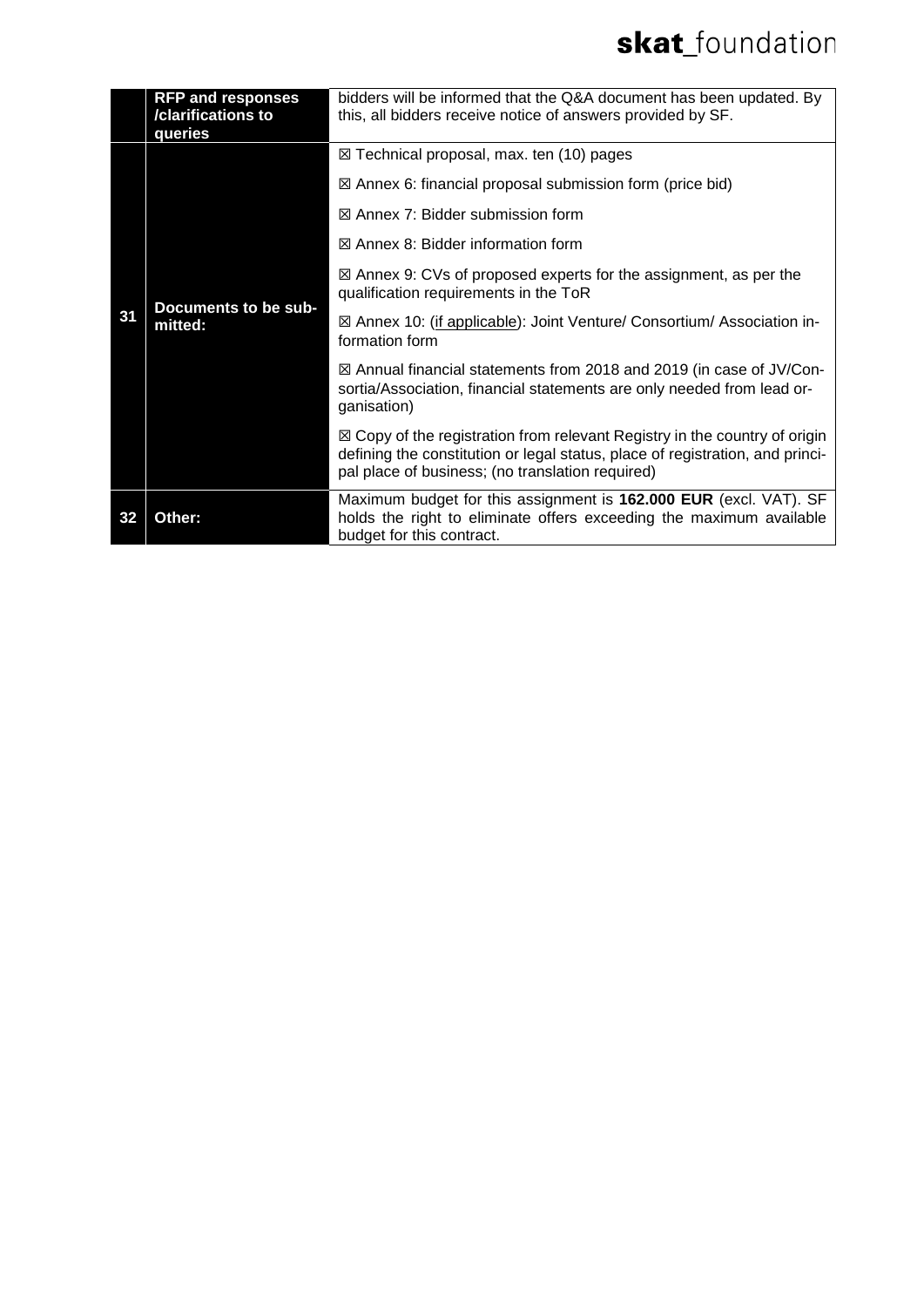|  |  |  |
|---|---|---|
|  | **RFP and responses /clarifications to queries** | bidders will be informed that the Q&A document has been updated. By this, all bidders receive notice of answers provided by SF. |
| **31** | **Documents to be submitted:** | ☒ Technical proposal, max. ten (10) pages<br>☒ Annex 6: financial proposal submission form (price bid)<br>☒ Annex 7: Bidder submission form<br>☒ Annex 8: Bidder information form<br>☒ Annex 9: CVs of proposed experts for the assignment, as per the qualification requirements in the ToR<br>☒ Annex 10: (<u>if applicable</u>): Joint Venture/ Consortium/ Association information form<br>☒ Annual financial statements from 2018 and 2019 (in case of JV/Consortia/Association, financial statements are only needed from lead organisation)<br>☒ Copy of the registration from relevant Registry in the country of origin defining the constitution or legal status, place of registration, and principal place of business; (no translation required) |
| **32** | **Other:** | Maximum budget for this assignment is **162.000 EUR** (excl. VAT). SF holds the right to eliminate offers exceeding the maximum available budget for this contract. |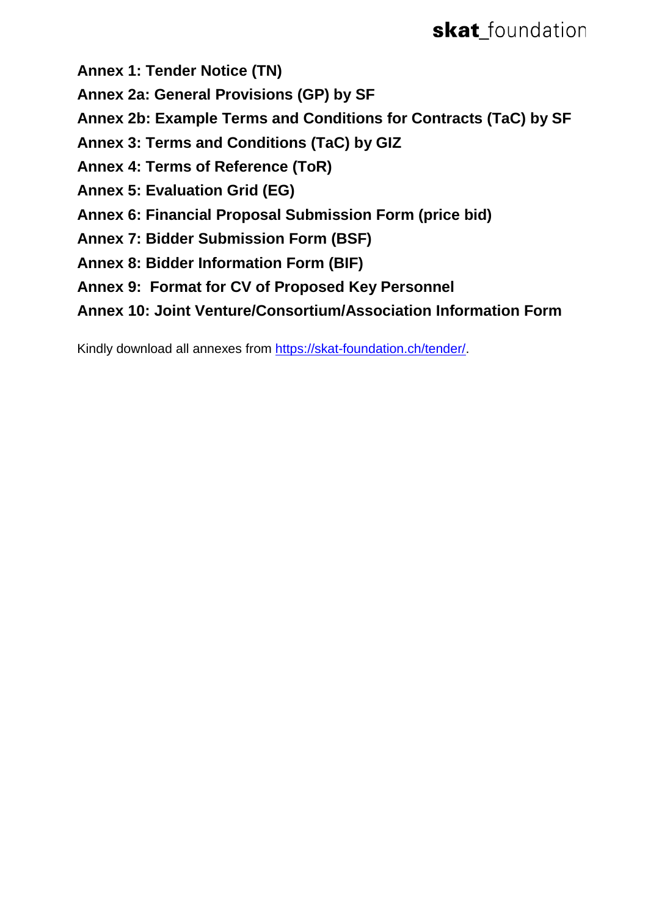**Annex 1: Tender Notice (TN)**

**Annex 2a: General Provisions (GP) by SF**

**Annex 2b: Example Terms and Conditions for Contracts (TaC) by SF**

**Annex 3: Terms and Conditions (TaC) by GIZ**

**Annex 4: Terms of Reference (ToR)**

**Annex 5: Evaluation Grid (EG)**

**Annex 6: Financial Proposal Submission Form (price bid)**

**Annex 7: Bidder Submission Form (BSF)**

**Annex 8: Bidder Information Form (BIF)**

**Annex 9: Format for CV of Proposed Key Personnel**

**Annex 10: Joint Venture/Consortium/Association Information Form**

Kindly download all annexes from https://skat-foundation.ch/tender/.